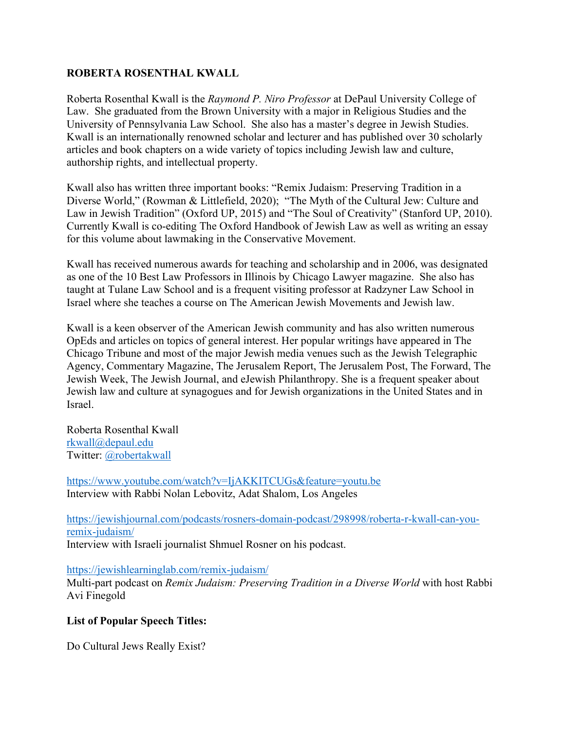**ROBERTA ROSENTHAL KWALL**

Roberta Rosenthal Kwall is the *Raymond P. Niro Professor* at DePaul University College of Law. She graduated from the Brown University with a major in Religious Studies and the University of Pennsylvania Law School. She also has a master's degree in Jewish Studies. Kwall is an internationally renowned scholar and lecturer and has published over 30 scholarly articles and book chapters on a wide variety of topics including Jewish law and culture, authorship rights, and intellectual property.

Kwall also has written three important books: "Remix Judaism: Preserving Tradition in a Diverse World," (Rowman & Littlefield, 2020); "The Myth of the Cultural Jew: Culture and Law in Jewish Tradition" (Oxford UP, 2015) and "The Soul of Creativity" (Stanford UP, 2010). Currently Kwall is co-editing The Oxford Handbook of Jewish Law as well as writing an essay for this volume about lawmaking in the Conservative Movement.

Kwall has received numerous awards for teaching and scholarship and in 2006, was designated as one of the 10 Best Law Professors in Illinois by Chicago Lawyer magazine. She also has taught at Tulane Law School and is a frequent visiting professor at Radzyner Law School in Israel where she teaches a course on The American Jewish Movements and Jewish law.

Kwall is a keen observer of the American Jewish community and has also written numerous OpEds and articles on topics of general interest. Her popular writings have appeared in The Chicago Tribune and most of the major Jewish media venues such as the Jewish Telegraphic Agency, Commentary Magazine, The Jerusalem Report, The Jerusalem Post, The Forward, The Jewish Week, The Jewish Journal, and eJewish Philanthropy. She is a frequent speaker about Jewish law and culture at synagogues and for Jewish organizations in the United States and in Israel.

Roberta Rosenthal Kwall
rkwall@depaul.edu
Twitter: @robertakwall

https://www.youtube.com/watch?v=IjAKKITCUGs&feature=youtu.be
Interview with Rabbi Nolan Lebovitz, Adat Shalom, Los Angeles

https://jewishjournal.com/podcasts/rosners-domain-podcast/298998/roberta-r-kwall-can-you-remix-judaism/
Interview with Israeli journalist Shmuel Rosner on his podcast.

https://jewishlearninglab.com/remix-judaism/
Multi-part podcast on *Remix Judaism: Preserving Tradition in a Diverse World* with host Rabbi Avi Finegold

**List of Popular Speech Titles:**

Do Cultural Jews Really Exist?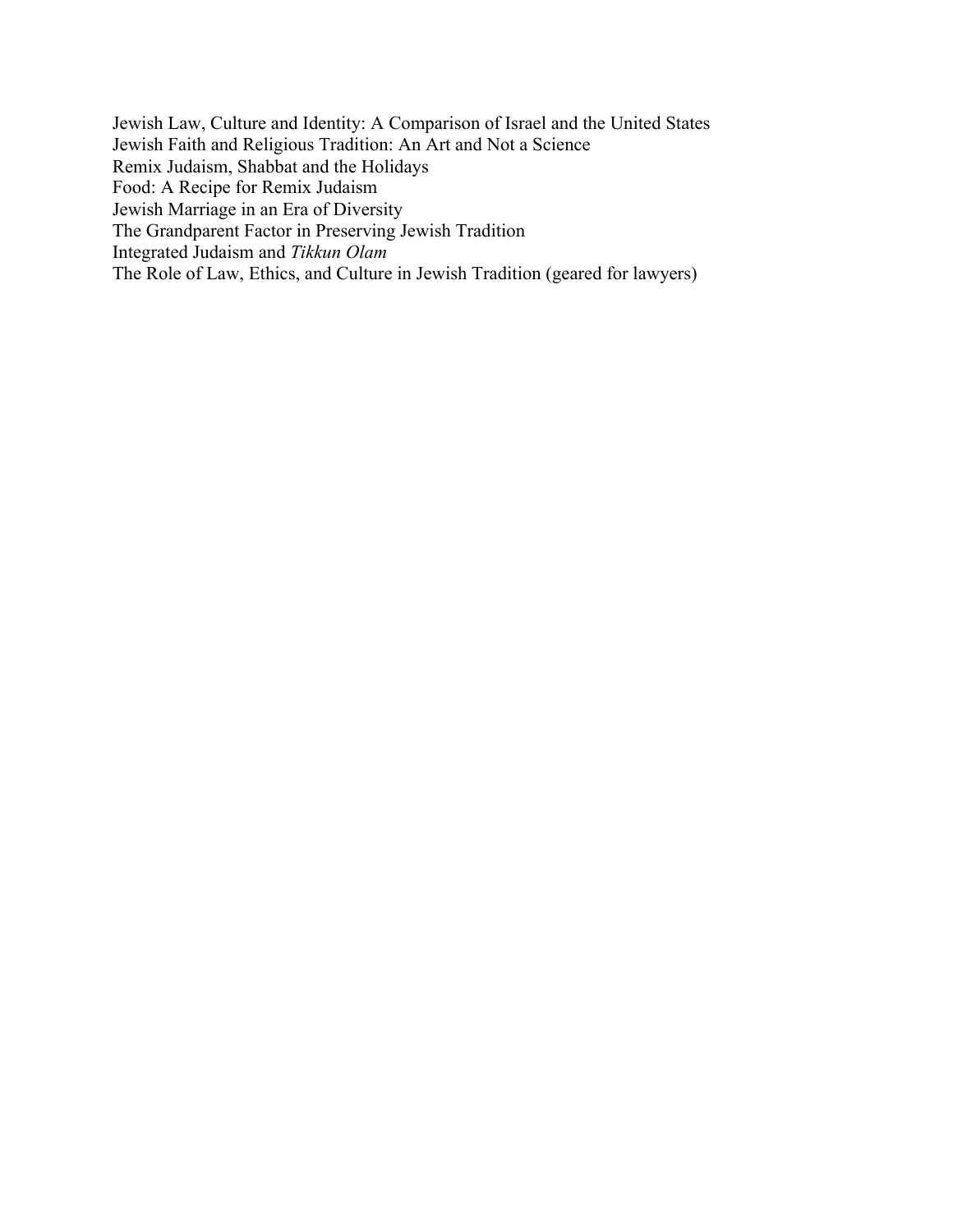Jewish Law, Culture and Identity: A Comparison of Israel and the United States
Jewish Faith and Religious Tradition: An Art and Not a Science
Remix Judaism, Shabbat and the Holidays
Food: A Recipe for Remix Judaism
Jewish Marriage in an Era of Diversity
The Grandparent Factor in Preserving Jewish Tradition
Integrated Judaism and *Tikkun Olam*
The Role of Law, Ethics, and Culture in Jewish Tradition (geared for lawyers)